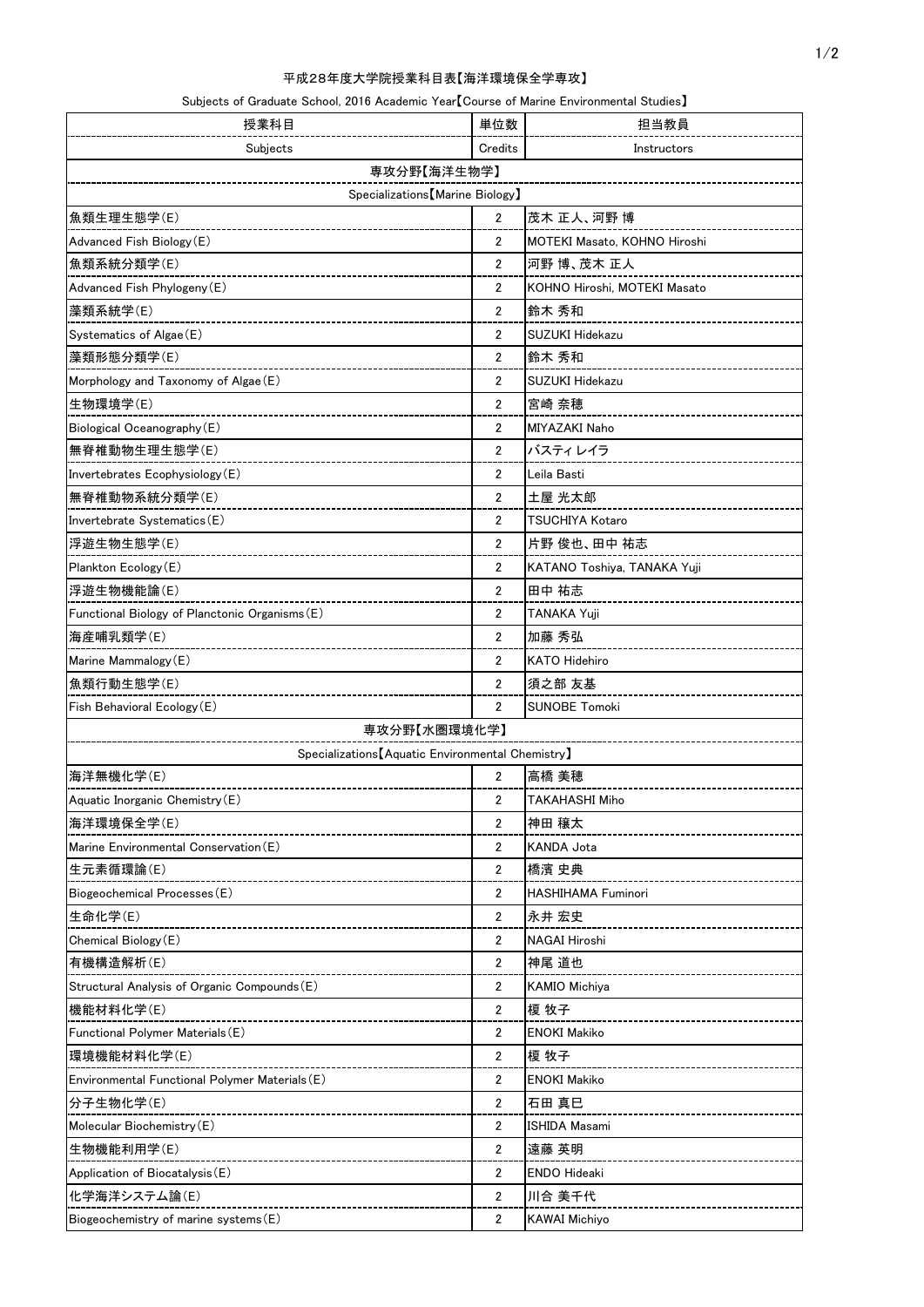平成28年度大学院授業科目表【海洋環境保全学専攻】

Subjects of Graduate School, 2016 Academic Year【Course of Marine Environmental Studies】

| 授業科目 | 単位数 | 担当教員 |
|---|---|---|
| Subjects | Credits | Instructors |
| 専攻分野【海洋生物学】 | | |
| Specializations【Marine Biology】 | | |
| 魚類生理生態学(E) | 2 | 茂木 正人、河野 博 |
| Advanced Fish Biology(E) | 2 | MOTEKI Masato, KOHNO Hiroshi |
| 魚類系統分類学(E) | 2 | 河野 博、茂木 正人 |
| Advanced Fish Phylogeny(E) | 2 | KOHNO Hiroshi, MOTEKI Masato |
| 藻類系統学(E) | 2 | 鈴木 秀和 |
| Systematics of Algae(E) | 2 | SUZUKI Hidekazu |
| 藻類形態分類学(E) | 2 | 鈴木 秀和 |
| Morphology and Taxonomy of Algae(E) | 2 | SUZUKI Hidekazu |
| 生物環境学(E) | 2 | 宮崎 奈穂 |
| Biological Oceanography(E) | 2 | MIYAZAKI Naho |
| 無脊椎動物生理生態学(E) | 2 | バスティ レイラ |
| Invertebrates Ecophysiology(E) | 2 | Leila Basti |
| 無脊椎動物系統分類学(E) | 2 | 土屋 光太郎 |
| Invertebrate Systematics(E) | 2 | TSUCHIYA Kotaro |
| 浮遊生物生態学(E) | 2 | 片野 俊也、田中 祐志 |
| Plankton Ecology(E) | 2 | KATANO Toshiya, TANAKA Yuji |
| 浮遊生物機能論(E) | 2 | 田中 祐志 |
| Functional Biology of Planctonic Organisms(E) | 2 | TANAKA Yuji |
| 海産哺乳類学(E) | 2 | 加藤 秀弘 |
| Marine Mammalogy(E) | 2 | KATO Hidehiro |
| 魚類行動生態学(E) | 2 | 須之部 友基 |
| Fish Behavioral Ecology(E) | 2 | SUNOBE Tomoki |
| 専攻分野【水圏環境化学】 | | |
| Specializations【Aquatic Environmental Chemistry】 | | |
| 海洋無機化学(E) | 2 | 高橋 美穂 |
| Aquatic Inorganic Chemistry(E) | 2 | TAKAHASHI Miho |
| 海洋環境保全学(E) | 2 | 神田 穣太 |
| Marine Environmental Conservation(E) | 2 | KANDA Jota |
| 生元素循環論(E) | 2 | 橋濱 史典 |
| Biogeochemical Processes(E) | 2 | HASHIHAMA Fuminori |
| 生命化学(E) | 2 | 永井 宏史 |
| Chemical Biology(E) | 2 | NAGAI Hiroshi |
| 有機構造解析(E) | 2 | 神尾 道也 |
| Structural Analysis of Organic Compounds(E) | 2 | KAMIO Michiya |
| 機能材料化学(E) | 2 | 榎 牧子 |
| Functional Polymer Materials(E) | 2 | ENOKI Makiko |
| 環境機能材料化学(E) | 2 | 榎 牧子 |
| Environmental Functional Polymer Materials(E) | 2 | ENOKI Makiko |
| 分子生物化学(E) | 2 | 石田 真巳 |
| Molecular Biochemistry(E) | 2 | ISHIDA Masami |
| 生物機能利用学(E) | 2 | 遠藤 英明 |
| Application of Biocatalysis(E) | 2 | ENDO Hideaki |
| 化学海洋システム論(E) | 2 | 川合 美千代 |
| Biogeochemistry of marine systems(E) | 2 | KAWAI Michiyo |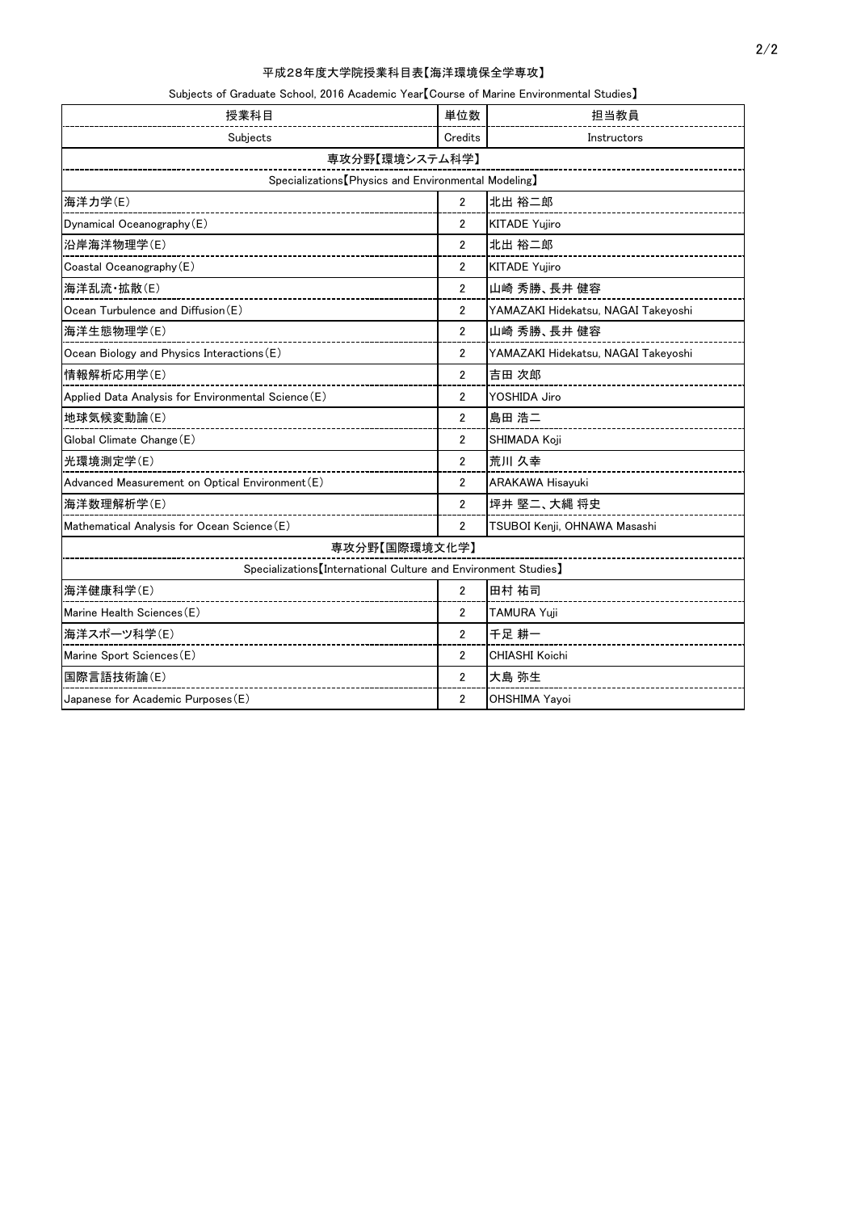平成28年度大学院授業科目表【海洋環境保全学専攻】

Subjects of Graduate School, 2016 Academic Year【Course of Marine Environmental Studies】

| 授業科目 | 単位数 | 担当教員 |
| --- | --- | --- |
| Subjects | Credits | Instructors |
| 専攻分野【環境システム科学】 | | |
| Specializations【Physics and Environmental Modeling】 | | |
| 海洋力学(E) | 2 | 北出 裕二郎 |
| Dynamical Oceanography(E) | 2 | KITADE Yujiro |
| 沿岸海洋物理学(E) | 2 | 北出 裕二郎 |
| Coastal Oceanography(E) | 2 | KITADE Yujiro |
| 海洋乱流・拡散(E) | 2 | 山崎 秀勝、長井 健容 |
| Ocean Turbulence and Diffusion(E) | 2 | YAMAZAKI Hidekatsu, NAGAI Takeyoshi |
| 海洋生態物理学(E) | 2 | 山崎 秀勝、長井 健容 |
| Ocean Biology and Physics Interactions(E) | 2 | YAMAZAKI Hidekatsu, NAGAI Takeyoshi |
| 情報解析応用学(E) | 2 | 吉田 次郎 |
| Applied Data Analysis for Environmental Science(E) | 2 | YOSHIDA Jiro |
| 地球気候変動論(E) | 2 | 島田 浩二 |
| Global Climate Change(E) | 2 | SHIMADA Koji |
| 光環境測定学(E) | 2 | 荒川 久幸 |
| Advanced Measurement on Optical Environment(E) | 2 | ARAKAWA Hisayuki |
| 海洋数理解析学(E) | 2 | 坪井 堅二、大縄 将史 |
| Mathematical Analysis for Ocean Science(E) | 2 | TSUBOI Kenji, OHNAWA Masashi |
| 専攻分野【国際環境文化学】 | | |
| Specializations【International Culture and Environment Studies】 | | |
| 海洋健康科学(E) | 2 | 田村 祐司 |
| Marine Health Sciences(E) | 2 | TAMURA Yuji |
| 海洋スポーツ科学(E) | 2 | 千足 耕一 |
| Marine Sport Sciences(E) | 2 | CHIASHI Koichi |
| 国際言語技術論(E) | 2 | 大島 弥生 |
| Japanese for Academic Purposes(E) | 2 | OHSHIMA Yayoi |